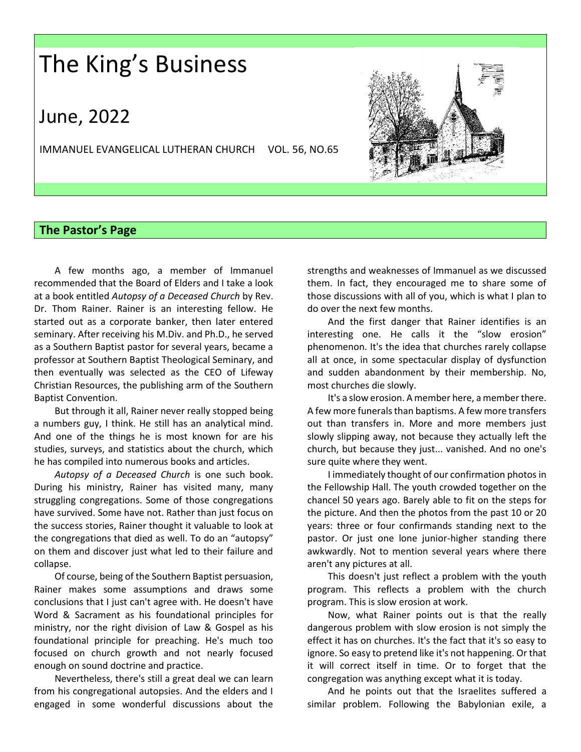# The King's Business

## June, 2022

IMMANUEL EVANGELICAL LUTHERAN CHURCH VOL. 56, NO.65

## The Pastor's Page

A few months ago, a member of Immanuel recommended that the Board of Elders and I take a look at a book entitled *Autopsy of a Deceased Church* by Rev. Dr. Thom Rainer. Rainer is an interesting fellow. He started out as a corporate banker, then later entered seminary. After receiving his M.Div. and Ph.D., he served as a Southern Baptist pastor for several years, became a professor at Southern Baptist Theological Seminary, and then eventually was selected as the CEO of Lifeway Christian Resources, the publishing arm of the Southern Baptist Convention.

But through it all, Rainer never really stopped being a numbers guy, I think. He still has an analytical mind. And one of the things he is most known for are his studies, surveys, and statistics about the church, which he has compiled into numerous books and articles.

*Autopsy of a Deceased Church* is one such book. During his ministry, Rainer has visited many, many struggling congregations. Some of those congregations have survived. Some have not. Rather than just focus on the success stories, Rainer thought it valuable to look at the congregations that died as well. To do an "autopsy" on them and discover just what led to their failure and collapse.

Of course, being of the Southern Baptist persuasion, Rainer makes some assumptions and draws some conclusions that I just can't agree with. He doesn't have Word & Sacrament as his foundational principles for ministry, nor the right division of Law & Gospel as his foundational principle for preaching. He's much too focused on church growth and not nearly focused enough on sound doctrine and practice.

Nevertheless, there's still a great deal we can learn from his congregational autopsies. And the elders and I engaged in some wonderful discussions about the strengths and weaknesses of Immanuel as we discussed them. In fact, they encouraged me to share some of those discussions with all of you, which is what I plan to do over the next few months.

And the first danger that Rainer identifies is an interesting one. He calls it the "slow erosion" phenomenon. It's the idea that churches rarely collapse all at once, in some spectacular display of dysfunction and sudden abandonment by their membership. No, most churches die slowly.

It's a slow erosion. A member here, a member there. A few more funerals than baptisms. A few more transfers out than transfers in. More and more members just slowly slipping away, not because they actually left the church, but because they just... vanished. And no one's sure quite where they went.

I immediately thought of our confirmation photos in the Fellowship Hall. The youth crowded together on the chancel 50 years ago. Barely able to fit on the steps for the picture. And then the photos from the past 10 or 20 years: three or four confirmands standing next to the pastor. Or just one lone junior-higher standing there awkwardly. Not to mention several years where there aren't any pictures at all.

This doesn't just reflect a problem with the youth program. This reflects a problem with the church program. This is slow erosion at work.

Now, what Rainer points out is that the really dangerous problem with slow erosion is not simply the effect it has on churches. It's the fact that it's so easy to ignore. So easy to pretend like it's not happening. Or that it will correct itself in time. Or to forget that the congregation was anything except what it is today.

And he points out that the Israelites suffered a similar problem. Following the Babylonian exile, a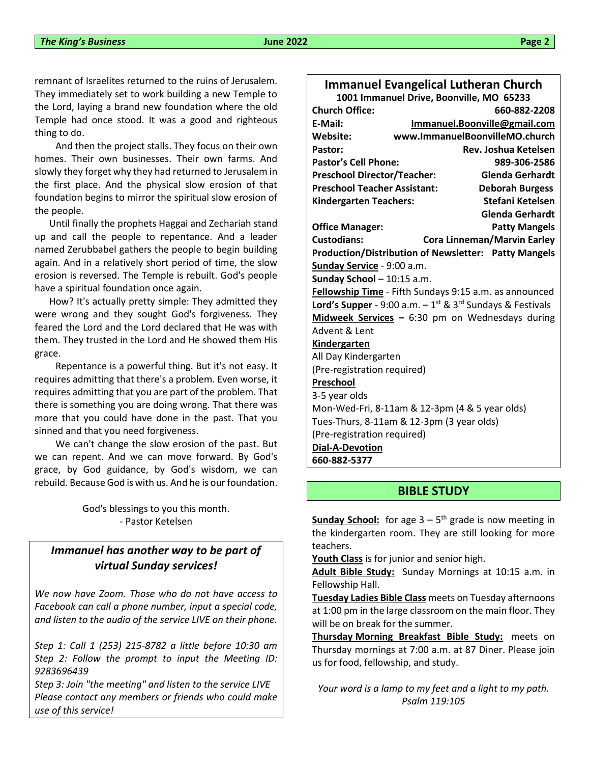remnant of Israelites returned to the ruins of Jerusalem. They immediately set to work building a new Temple to the Lord, laying a brand new foundation where the old Temple had once stood. It was a good and righteous thing to do.

And then the project stalls. They focus on their own homes. Their own businesses. Their own farms. And slowly they forget why they had returned to Jerusalem in the first place. And the physical slow erosion of that foundation begins to mirror the spiritual slow erosion of the people.

Until finally the prophets Haggai and Zechariah stand up and call the people to repentance. And a leader named Zerubbabel gathers the people to begin building again. And in a relatively short period of time, the slow erosion is reversed. The Temple is rebuilt. God's people have a spiritual foundation once again.

How? It's actually pretty simple: They admitted they were wrong and they sought God's forgiveness. They feared the Lord and the Lord declared that He was with them. They trusted in the Lord and He showed them His grace.

Repentance is a powerful thing. But it's not easy. It requires admitting that there's a problem. Even worse, it requires admitting that you are part of the problem. That there is something you are doing wrong. That there was more that you could have done in the past. That you sinned and that you need forgiveness.

We can't change the slow erosion of the past. But we can repent. And we can move forward. By God's grace, by God guidance, by God's wisdom, we can rebuild. Because God is with us. And he is our foundation.

God's blessings to you this month.
- Pastor Ketelsen

## *Immanuel has another way to be part of virtual Sunday services!*

*We now have Zoom. Those who do not have access to Facebook can call a phone number, input a special code, and listen to the audio of the service LIVE on their phone.*

*Step 1: Call 1 (253) 215-8782 a little before 10:30 am*
*Step 2: Follow the prompt to input the Meeting ID: 9283696439*
*Step 3: Join "the meeting" and listen to the service LIVE*
*Please contact any members or friends who could make use of this service!*

## Immanuel Evangelical Lutheran Church

**1001 Immanuel Drive, Boonville, MO 65233**

**Church Office:** 660-882-2208
**E-Mail:** Immanuel.Boonville@gmail.com
**Website:** www.ImmanuelBoonvilleMO.church
**Pastor:** Rev. Joshua Ketelsen
**Pastor's Cell Phone:** 989-306-2586
**Preschool Director/Teacher:** Glenda Gerhardt
**Preschool Teacher Assistant:** Deborah Burgess
**Kindergarten Teachers:** Stefani Ketelsen, Glenda Gerhardt
**Office Manager:** Patty Mangels
**Custodians:** Cora Linneman/Marvin Earley
**Production/Distribution of Newsletter:** Patty Mangels

**Sunday Service** - 9:00 a.m.
**Sunday School** – 10:15 a.m.
**Fellowship Time** - Fifth Sundays 9:15 a.m. as announced
**Lord's Supper** - 9:00 a.m. – 1st & 3rd Sundays & Festivals
**Midweek Services** – 6:30 pm on Wednesdays during Advent & Lent

**Kindergarten**
All Day Kindergarten
(Pre-registration required)

**Preschool**
3-5 year olds
Mon-Wed-Fri, 8-11am & 12-3pm (4 & 5 year olds)
Tues-Thurs, 8-11am & 12-3pm (3 year olds)
(Pre-registration required)

**Dial-A-Devotion**
660-882-5377

## BIBLE STUDY

**Sunday School:** for age 3 – 5th grade is now meeting in the kindergarten room. They are still looking for more teachers.

**Youth Class** is for junior and senior high.

**Adult Bible Study:** Sunday Mornings at 10:15 a.m. in Fellowship Hall.

**Tuesday Ladies Bible Class** meets on Tuesday afternoons at 1:00 pm in the large classroom on the main floor. They will be on break for the summer.

**Thursday Morning Breakfast Bible Study:** meets on Thursday mornings at 7:00 a.m. at 87 Diner. Please join us for food, fellowship, and study.

*Your word is a lamp to my feet and a light to my path.*
*Psalm 119:105*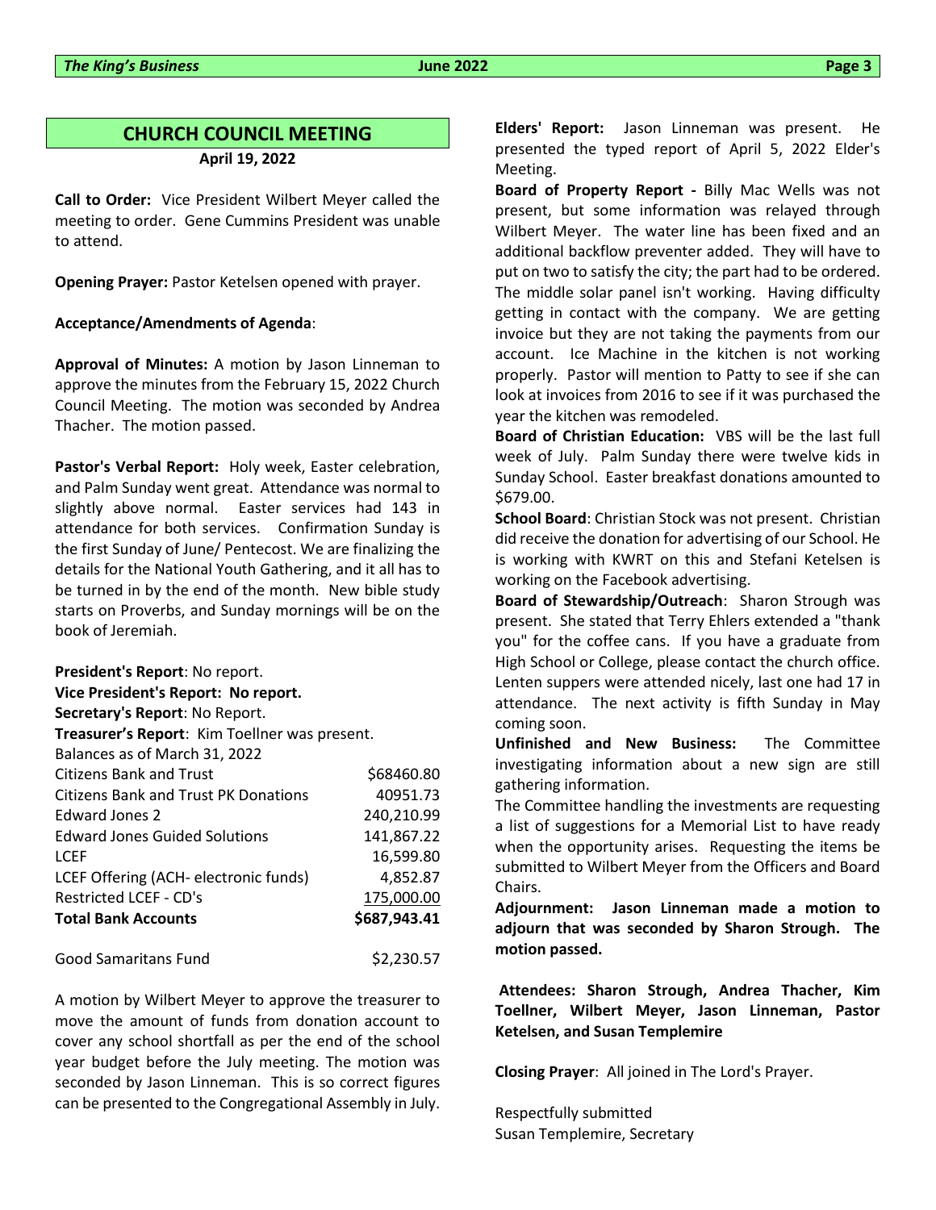## CHURCH COUNCIL MEETING

**April 19, 2022**

**Call to Order:** Vice President Wilbert Meyer called the meeting to order. Gene Cummins President was unable to attend.

**Opening Prayer:** Pastor Ketelsen opened with prayer.

**Acceptance/Amendments of Agenda**:

**Approval of Minutes:** A motion by Jason Linneman to approve the minutes from the February 15, 2022 Church Council Meeting. The motion was seconded by Andrea Thacher. The motion passed.

**Pastor's Verbal Report:** Holy week, Easter celebration, and Palm Sunday went great. Attendance was normal to slightly above normal. Easter services had 143 in attendance for both services. Confirmation Sunday is the first Sunday of June/ Pentecost. We are finalizing the details for the National Youth Gathering, and it all has to be turned in by the end of the month. New bible study starts on Proverbs, and Sunday mornings will be on the book of Jeremiah.

**President's Report**: No report.
**Vice President's Report: No report.**
**Secretary's Report**: No Report.
**Treasurer's Report**: Kim Toellner was present.

| Balances as of March 31, 2022 | |
|---|---|
| Citizens Bank and Trust | $68460.80 |
| Citizens Bank and Trust PK Donations | 40951.73 |
| Edward Jones 2 | 240,210.99 |
| Edward Jones Guided Solutions | 141,867.22 |
| LCEF | 16,599.80 |
| LCEF Offering (ACH- electronic funds) | 4,852.87 |
| Restricted LCEF - CD's | 175,000.00 |
| **Total Bank Accounts** | **$687,943.41** |
| Good Samaritans Fund | $2,230.57 |

A motion by Wilbert Meyer to approve the treasurer to move the amount of funds from donation account to cover any school shortfall as per the end of the school year budget before the July meeting. The motion was seconded by Jason Linneman. This is so correct figures can be presented to the Congregational Assembly in July.

**Elders' Report:** Jason Linneman was present. He presented the typed report of April 5, 2022 Elder's Meeting.

**Board of Property Report -** Billy Mac Wells was not present, but some information was relayed through Wilbert Meyer. The water line has been fixed and an additional backflow preventer added. They will have to put on two to satisfy the city; the part had to be ordered. The middle solar panel isn't working. Having difficulty getting in contact with the company. We are getting invoice but they are not taking the payments from our account. Ice Machine in the kitchen is not working properly. Pastor will mention to Patty to see if she can look at invoices from 2016 to see if it was purchased the year the kitchen was remodeled.

**Board of Christian Education:** VBS will be the last full week of July. Palm Sunday there were twelve kids in Sunday School. Easter breakfast donations amounted to $679.00.

**School Board**: Christian Stock was not present. Christian did receive the donation for advertising of our School. He is working with KWRT on this and Stefani Ketelsen is working on the Facebook advertising.

**Board of Stewardship/Outreach**: Sharon Strough was present. She stated that Terry Ehlers extended a "thank you" for the coffee cans. If you have a graduate from High School or College, please contact the church office. Lenten suppers were attended nicely, last one had 17 in attendance. The next activity is fifth Sunday in May coming soon.

**Unfinished and New Business:** The Committee investigating information about a new sign are still gathering information.

The Committee handling the investments are requesting a list of suggestions for a Memorial List to have ready when the opportunity arises. Requesting the items be submitted to Wilbert Meyer from the Officers and Board Chairs.

**Adjournment: Jason Linneman made a motion to adjourn that was seconded by Sharon Strough. The motion passed.**

**Attendees: Sharon Strough, Andrea Thacher, Kim Toellner, Wilbert Meyer, Jason Linneman, Pastor Ketelsen, and Susan Templemire**

**Closing Prayer**: All joined in The Lord's Prayer.

Respectfully submitted
Susan Templemire, Secretary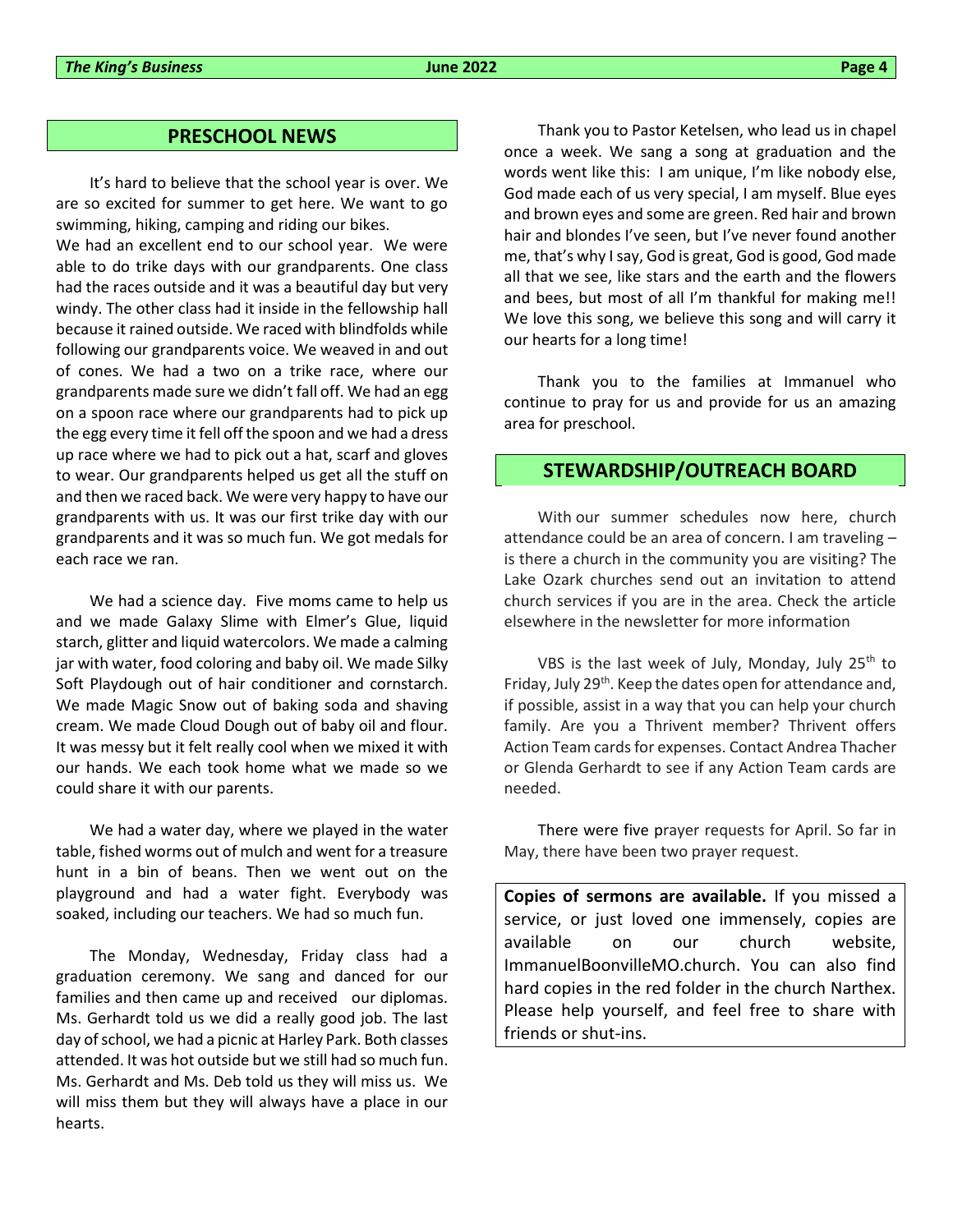## PRESCHOOL NEWS

It's hard to believe that the school year is over. We are so excited for summer to get here. We want to go swimming, hiking, camping and riding our bikes.
We had an excellent end to our school year. We were able to do trike days with our grandparents. One class had the races outside and it was a beautiful day but very windy. The other class had it inside in the fellowship hall because it rained outside. We raced with blindfolds while following our grandparents voice. We weaved in and out of cones. We had a two on a trike race, where our grandparents made sure we didn't fall off. We had an egg on a spoon race where our grandparents had to pick up the egg every time it fell off the spoon and we had a dress up race where we had to pick out a hat, scarf and gloves to wear. Our grandparents helped us get all the stuff on and then we raced back. We were very happy to have our grandparents with us. It was our first trike day with our grandparents and it was so much fun. We got medals for each race we ran.

We had a science day. Five moms came to help us and we made Galaxy Slime with Elmer's Glue, liquid starch, glitter and liquid watercolors. We made a calming jar with water, food coloring and baby oil. We made Silky Soft Playdough out of hair conditioner and cornstarch. We made Magic Snow out of baking soda and shaving cream. We made Cloud Dough out of baby oil and flour. It was messy but it felt really cool when we mixed it with our hands. We each took home what we made so we could share it with our parents.

We had a water day, where we played in the water table, fished worms out of mulch and went for a treasure hunt in a bin of beans. Then we went out on the playground and had a water fight. Everybody was soaked, including our teachers. We had so much fun.

The Monday, Wednesday, Friday class had a graduation ceremony. We sang and danced for our families and then came up and received our diplomas. Ms. Gerhardt told us we did a really good job. The last day of school, we had a picnic at Harley Park. Both classes attended. It was hot outside but we still had so much fun. Ms. Gerhardt and Ms. Deb told us they will miss us. We will miss them but they will always have a place in our hearts.

Thank you to Pastor Ketelsen, who lead us in chapel once a week. We sang a song at graduation and the words went like this: I am unique, I'm like nobody else, God made each of us very special, I am myself. Blue eyes and brown eyes and some are green. Red hair and brown hair and blondes I've seen, but I've never found another me, that's why I say, God is great, God is good, God made all that we see, like stars and the earth and the flowers and bees, but most of all I'm thankful for making me!! We love this song, we believe this song and will carry it our hearts for a long time!

Thank you to the families at Immanuel who continue to pray for us and provide for us an amazing area for preschool.

## STEWARDSHIP/OUTREACH BOARD

With our summer schedules now here, church attendance could be an area of concern. I am traveling – is there a church in the community you are visiting? The Lake Ozark churches send out an invitation to attend church services if you are in the area. Check the article elsewhere in the newsletter for more information

VBS is the last week of July, Monday, July 25th to Friday, July 29th. Keep the dates open for attendance and, if possible, assist in a way that you can help your church family. Are you a Thrivent member? Thrivent offers Action Team cards for expenses. Contact Andrea Thacher or Glenda Gerhardt to see if any Action Team cards are needed.

There were five prayer requests for April. So far in May, there have been two prayer request.

**Copies of sermons are available.** If you missed a service, or just loved one immensely, copies are available on our church website, ImmanuelBoonvilleMO.church. You can also find hard copies in the red folder in the church Narthex. Please help yourself, and feel free to share with friends or shut-ins.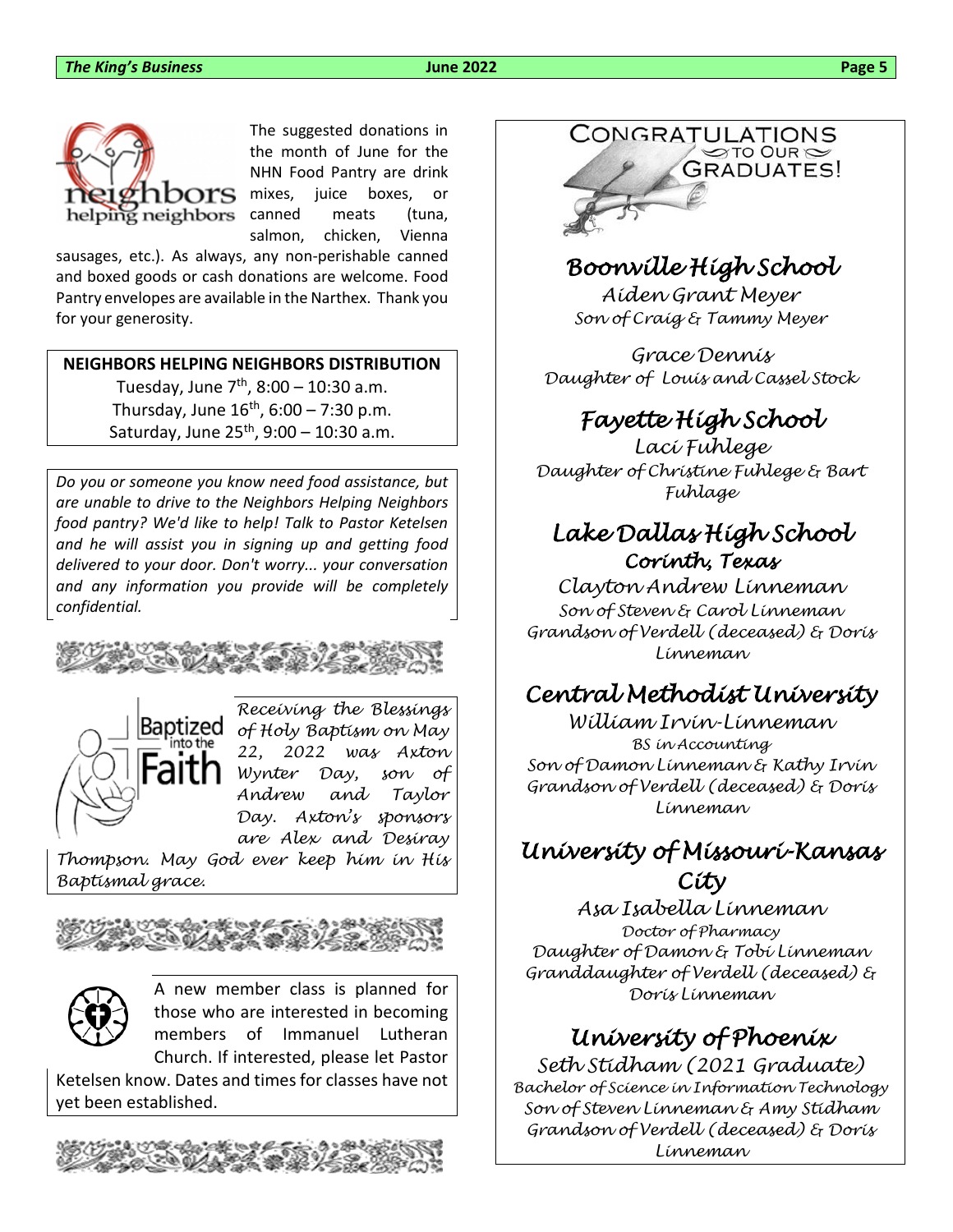The suggested donations in the month of June for the NHN Food Pantry are drink mixes, juice boxes, or canned meats (tuna, salmon, chicken, Vienna sausages, etc.). As always, any non-perishable canned and boxed goods or cash donations are welcome. Food Pantry envelopes are available in the Narthex. Thank you for your generosity.

**NEIGHBORS HELPING NEIGHBORS DISTRIBUTION**

Tuesday, June 7th, 8:00 – 10:30 a.m.
Thursday, June 16th, 6:00 – 7:30 p.m.
Saturday, June 25th, 9:00 – 10:30 a.m.

*Do you or someone you know need food assistance, but are unable to drive to the Neighbors Helping Neighbors food pantry? We'd like to help! Talk to Pastor Ketelsen and he will assist you in signing up and getting food delivered to your door. Don't worry... your conversation and any information you provide will be completely confidential.*

*Receiving the Blessings of Holy Baptism on May 22, 2022 was Axton Wynter Day, son of Andrew and Taylor Day. Axton's sponsors are Alex and Desiray Thompson. May God ever keep him in His Baptismal grace.*

A new member class is planned for those who are interested in becoming members of Immanuel Lutheran Church. If interested, please let Pastor Ketelsen know. Dates and times for classes have not yet been established.

# CONGRATULATIONS TO OUR GRADUATES!

## Boonville High School

Aiden Grant Meyer
*Son of Craig & Tammy Meyer*

Grace Dennis
*Daughter of Louis and Cassel Stock*

## Fayette High School

Laci Fuhlege
*Daughter of Christine Fuhlege & Bart Fuhlage*

## Lake Dallas High School
### Corinth, Texas

Clayton Andrew Linneman
*Son of Steven & Carol Linneman*
*Grandson of Verdell (deceased) & Doris Linneman*

## Central Methodist University

William Irvin-Linneman
*BS in Accounting*
*Son of Damon Linneman & Kathy Irvin*
*Grandson of Verdell (deceased) & Doris Linneman*

## University of Missouri-Kansas City

Asa Isabella Linneman
*Doctor of Pharmacy*
*Daughter of Damon & Tobi Linneman*
*Granddaughter of Verdell (deceased) & Doris Linneman*

## University of Phoenix

Seth Stidham (2021 Graduate)
*Bachelor of Science in Information Technology*
*Son of Steven Linneman & Amy Stidham*
*Grandson of Verdell (deceased) & Doris Linneman*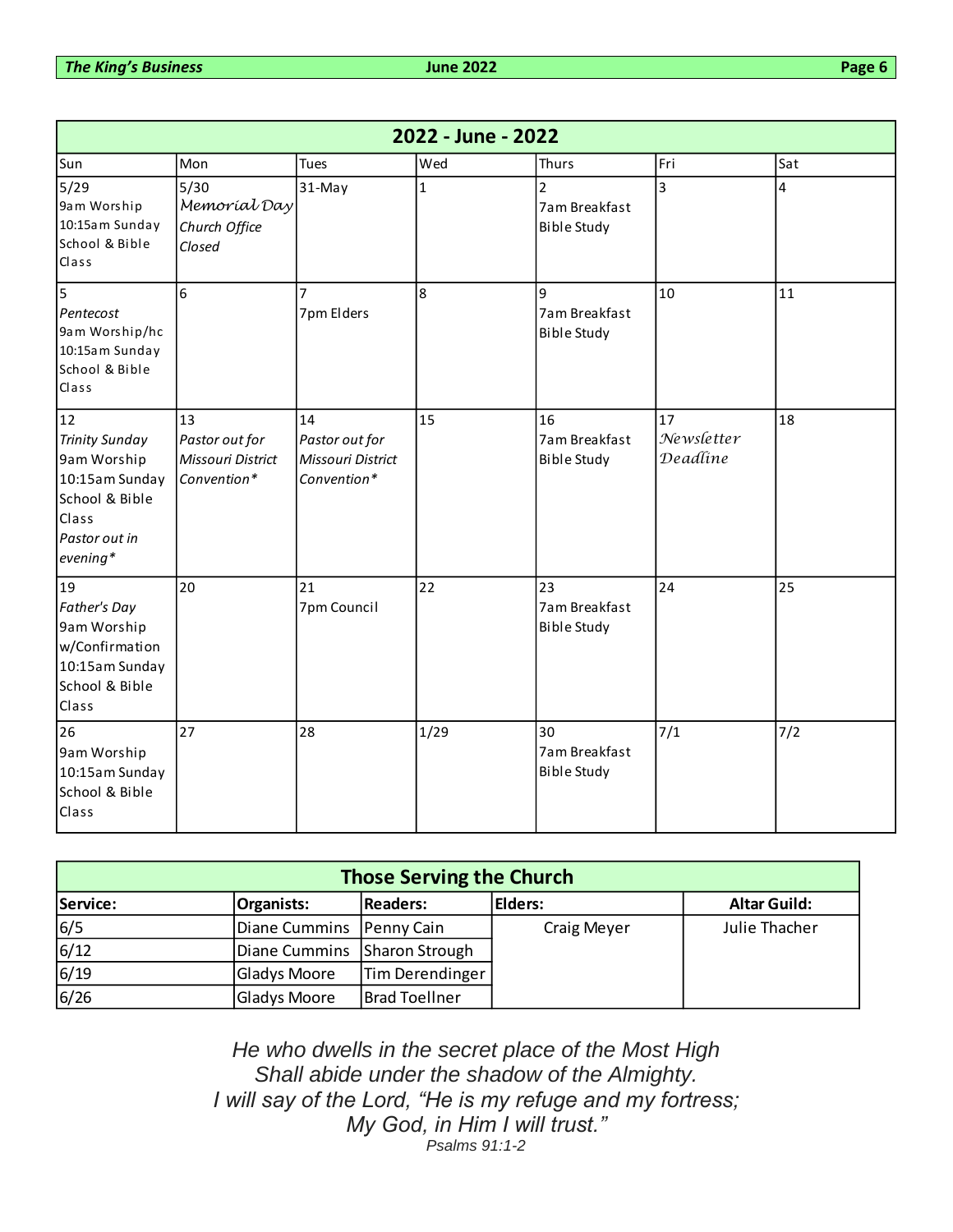## 2022 - June - 2022

| Sun | Mon | Tues | Wed | Thurs | Fri | Sat |
|---|---|---|---|---|---|---|
| 5/29<br>9am Worship<br>10:15am Sunday School & Bible Class | 5/30<br>*Memorial Day*<br>*Church Office Closed* | 31-May | 1 | 2<br>7am Breakfast Bible Study | 3 | 4 |
| 5<br>*Pentecost*<br>9am Worship/hc<br>10:15am Sunday School & Bible Class | 6 | 7<br>7pm Elders | 8 | 9<br>7am Breakfast Bible Study | 10 | 11 |
| 12<br>*Trinity Sunday*<br>9am Worship<br>10:15am Sunday School & Bible Class<br>*Pastor out in evening** | 13<br>*Pastor out for Missouri District Convention** | 14<br>*Pastor out for Missouri District Convention** | 15 | 16<br>7am Breakfast Bible Study | 17<br>*Newsletter Deadline* | 18 |
| 19<br>*Father's Day*<br>9am Worship w/Confirmation<br>10:15am Sunday School & Bible Class | 20 | 21<br>7pm Council | 22 | 23<br>7am Breakfast Bible Study | 24 | 25 |
| 26<br>9am Worship<br>10:15am Sunday School & Bible Class | 27 | 28 | 1/29 | 30<br>7am Breakfast Bible Study | 7/1 | 7/2 |

## Those Serving the Church

| Service: | Organists: | Readers: | Elders: | Altar Guild: |
|---|---|---|---|---|
| 6/5 | Diane Cummins | Penny Cain | Craig Meyer | Julie Thacher |
| 6/12 | Diane Cummins | Sharon Strough | | |
| 6/19 | Gladys Moore | Tim Derendinger | | |
| 6/26 | Gladys Moore | Brad Toellner | | |

*He who dwells in the secret place of the Most High*
*Shall abide under the shadow of the Almighty.*
*I will say of the Lord, "He is my refuge and my fortress;*
*My God, in Him I will trust."*
*Psalms 91:1-2*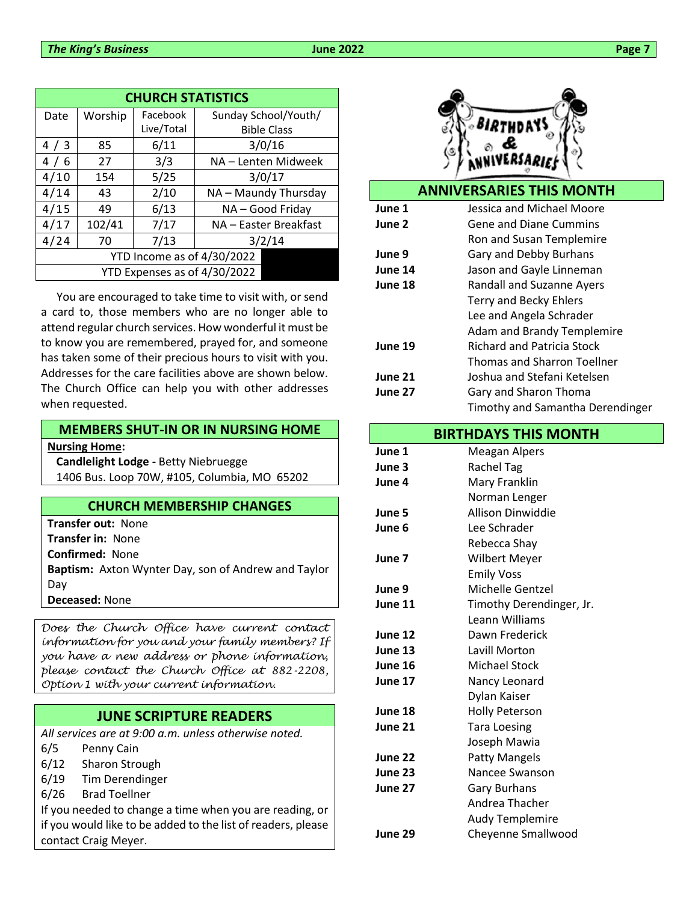## CHURCH STATISTICS

| Date | Worship | Facebook Live/Total | Sunday School/Youth/ Bible Class |
|---|---|---|---|
| 4 / 3 | 85 | 6/11 | 3/0/16 |
| 4 / 6 | 27 | 3/3 | NA – Lenten Midweek |
| 4/10 | 154 | 5/25 | 3/0/17 |
| 4/14 | 43 | 2/10 | NA – Maundy Thursday |
| 4/15 | 49 | 6/13 | NA – Good Friday |
| 4/17 | 102/41 | 7/17 | NA – Easter Breakfast |
| 4/24 | 70 | 7/13 | 3/2/14 |
| YTD Income as of 4/30/2022 | | | |
| YTD Expenses as of 4/30/2022 | | | |

You are encouraged to take time to visit with, or send a card to, those members who are no longer able to attend regular church services. How wonderful it must be to know you are remembered, prayed for, and someone has taken some of their precious hours to visit with you. Addresses for the care facilities above are shown below. The Church Office can help you with other addresses when requested.

## MEMBERS SHUT-IN OR IN NURSING HOME

**Nursing Home:**

**Candlelight Lodge -** Betty Niebruegge
1406 Bus. Loop 70W, #105, Columbia, MO 65202

## CHURCH MEMBERSHIP CHANGES

**Transfer out:** None
**Transfer in:** None
**Confirmed:** None
**Baptism:** Axton Wynter Day, son of Andrew and Taylor Day
**Deceased:** None

*Does the Church Office have current contact information for you and your family members? If you have a new address or phone information, please contact the Church Office at 882-2208, Option 1 with your current information.*

## JUNE SCRIPTURE READERS

*All services are at 9:00 a.m. unless otherwise noted.*

6/5 Penny Cain
6/12 Sharon Strough
6/19 Tim Derendinger
6/26 Brad Toellner

If you needed to change a time when you are reading, or if you would like to be added to the list of readers, please contact Craig Meyer.

## ANNIVERSARIES THIS MONTH

| | |
|---|---|
| **June 1** | Jessica and Michael Moore |
| **June 2** | Gene and Diane Cummins |
| | Ron and Susan Templemire |
| **June 9** | Gary and Debby Burhans |
| **June 14** | Jason and Gayle Linneman |
| **June 18** | Randall and Suzanne Ayers |
| | Terry and Becky Ehlers |
| | Lee and Angela Schrader |
| | Adam and Brandy Templemire |
| **June 19** | Richard and Patricia Stock |
| | Thomas and Sharron Toellner |
| **June 21** | Joshua and Stefani Ketelsen |
| **June 27** | Gary and Sharon Thoma |
| | Timothy and Samantha Derendinger |

## BIRTHDAYS THIS MONTH

| | |
|---|---|
| **June 1** | Meagan Alpers |
| **June 3** | Rachel Tag |
| **June 4** | Mary Franklin |
| | Norman Lenger |
| **June 5** | Allison Dinwiddie |
| **June 6** | Lee Schrader |
| | Rebecca Shay |
| **June 7** | Wilbert Meyer |
| | Emily Voss |
| **June 9** | Michelle Gentzel |
| **June 11** | Timothy Derendinger, Jr. |
| | Leann Williams |
| **June 12** | Dawn Frederick |
| **June 13** | Lavill Morton |
| **June 16** | Michael Stock |
| **June 17** | Nancy Leonard |
| | Dylan Kaiser |
| **June 18** | Holly Peterson |
| **June 21** | Tara Loesing |
| | Joseph Mawia |
| **June 22** | Patty Mangels |
| **June 23** | Nancee Swanson |
| **June 27** | Gary Burhans |
| | Andrea Thacher |
| | Audy Templemire |
| **June 29** | Cheyenne Smallwood |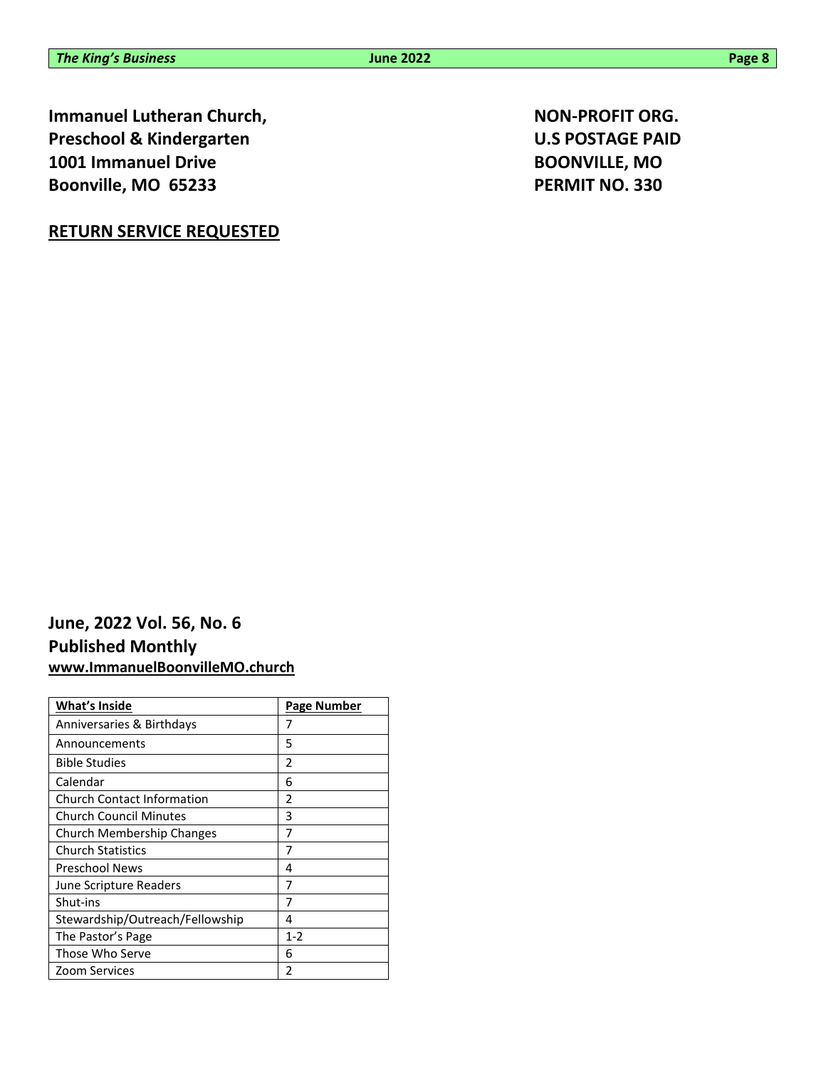**Immanuel Lutheran Church,**
**Preschool & Kindergarten**
**1001 Immanuel Drive**
**Boonville, MO 65233**

**NON-PROFIT ORG.**
**U.S POSTAGE PAID**
**BOONVILLE, MO**
**PERMIT NO. 330**

**RETURN SERVICE REQUESTED**

**June, 2022 Vol. 56, No. 6**
**Published Monthly**
**www.ImmanuelBoonvilleMO.church**

| What's Inside | Page Number |
|---|---|
| Anniversaries & Birthdays | 7 |
| Announcements | 5 |
| Bible Studies | 2 |
| Calendar | 6 |
| Church Contact Information | 2 |
| Church Council Minutes | 3 |
| Church Membership Changes | 7 |
| Church Statistics | 7 |
| Preschool News | 4 |
| June Scripture Readers | 7 |
| Shut-ins | 7 |
| Stewardship/Outreach/Fellowship | 4 |
| The Pastor's Page | 1-2 |
| Those Who Serve | 6 |
| Zoom Services | 2 |